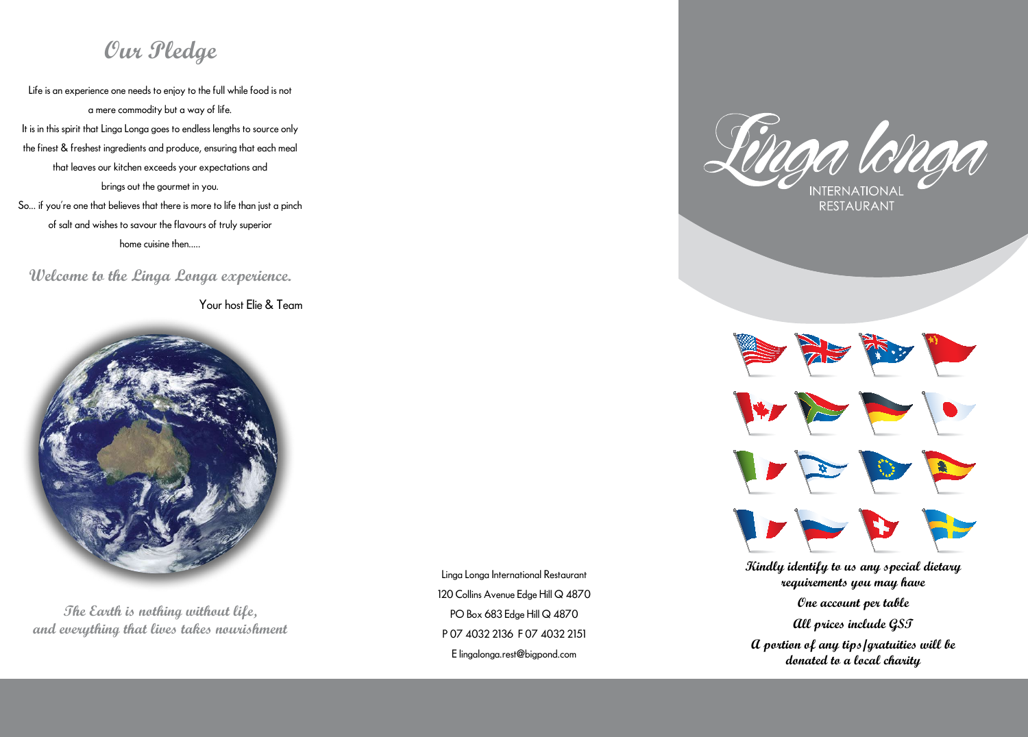## Our Pledge

Life is an experience one needs to enjoy to the full while food is not a mere commodity but a way of life.
It is in this spirit that Linga Longa goes to endless lengths to source only the finest & freshest ingredients and produce, ensuring that each meal that leaves our kitchen exceeds your expectations and brings out the gourmet in you.
So... if you're one that believes that there is more to life than just a pinch of salt and wishes to savour the flavours of truly superior home cuisine then.....

***Welcome to the Linga Longa experience.***

Your host Elie & Team

***The Earth is nothing without life, and everything that lives takes nourishment***

Linga Longa International Restaurant
120 Collins Avenue Edge Hill Q 4870
PO Box 683 Edge Hill Q 4870
P 07 4032 2136 F 07 4032 2151
E lingalonga.rest@bigpond.com

# Linga longa

INTERNATIONAL RESTAURANT

***Kindly identify to us any special dietary requirements you may have***

***One account per table***

***All prices include GST***

***A portion of any tips/gratuities will be donated to a local charity***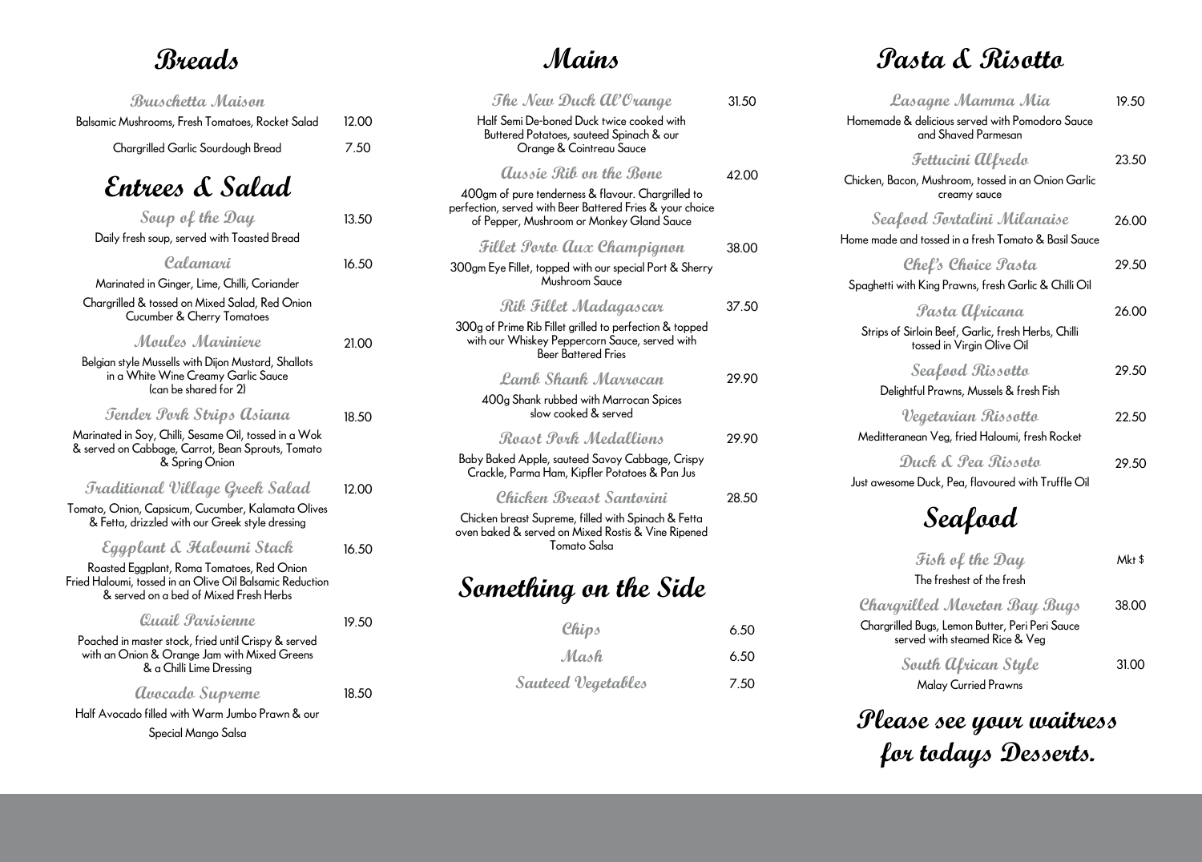# Breads

**Bruschetta Maison**

Balsamic Mushrooms, Fresh Tomatoes, Rocket Salad — 12.00

Chargrilled Garlic Sourdough Bread — 7.50

# Entrees & Salad

**Soup of the Day** — 13.50

Daily fresh soup, served with Toasted Bread

**Calamari** — 16.50

Marinated in Ginger, Lime, Chilli, Coriander

Chargrilled & tossed on Mixed Salad, Red Onion Cucumber & Cherry Tomatoes

**Moules Mariniere** — 21.00

Belgian style Mussells with Dijon Mustard, Shallots in a White Wine Creamy Garlic Sauce (can be shared for 2)

**Tender Pork Strips Asiana** — 18.50

Marinated in Soy, Chilli, Sesame Oil, tossed in a Wok & served on Cabbage, Carrot, Bean Sprouts, Tomato & Spring Onion

**Traditional Village Greek Salad** — 12.00

Tomato, Onion, Capsicum, Cucumber, Kalamata Olives & Fetta, drizzled with our Greek style dressing

**Eggplant & Haloumi Stack** — 16.50

Roasted Eggplant, Roma Tomatoes, Red Onion Fried Haloumi, tossed in an Olive Oil Balsamic Reduction & served on a bed of Mixed Fresh Herbs

**Quail Parisienne** — 19.50

Poached in master stock, fried until Crispy & served with an Onion & Orange Jam with Mixed Greens & a Chilli Lime Dressing

**Avocado Supreme** — 18.50

Half Avocado filled with Warm Jumbo Prawn & our Special Mango Salsa

# Mains

**The New Duck Al'Orange** — 31.50

Half Semi De-boned Duck twice cooked with Buttered Potatoes, sauteed Spinach & our Orange & Cointreau Sauce

**Aussie Rib on the Bone** — 42.00

400gm of pure tenderness & flavour. Chargrilled to perfection, served with Beer Battered Fries & your choice of Pepper, Mushroom or Monkey Gland Sauce

**Fillet Porto Aux Champignon** — 38.00

300gm Eye Fillet, topped with our special Port & Sherry Mushroom Sauce

**Rib Fillet Madagascar** — 37.50

300g of Prime Rib Fillet grilled to perfection & topped with our Whiskey Peppercorn Sauce, served with Beer Battered Fries

**Lamb Shank Marrocan** — 29.90

400g Shank rubbed with Marrocan Spices slow cooked & served

**Roast Pork Medallions** — 29.90

Baby Baked Apple, sauteed Savoy Cabbage, Crispy Crackle, Parma Ham, Kipfler Potatoes & Pan Jus

**Chicken Breast Santorini** — 28.50

Chicken breast Supreme, filled with Spinach & Fetta oven baked & served on Mixed Rostis & Vine Ripened Tomato Salsa

# Something on the Side

**Chips** — 6.50

**Mash** — 6.50

**Sauteed Vegetables** — 7.50

# Pasta & Risotto

**Lasagne Mamma Mia** — 19.50

Homemade & delicious served with Pomodoro Sauce and Shaved Parmesan

**Fettucini Alfredo** — 23.50

Chicken, Bacon, Mushroom, tossed in an Onion Garlic creamy sauce

**Seafood Tortalini Milanaise** — 26.00

Home made and tossed in a fresh Tomato & Basil Sauce

**Chef's Choice Pasta** — 29.50

Spaghetti with King Prawns, fresh Garlic & Chilli Oil

**Pasta Africana** — 26.00

Strips of Sirloin Beef, Garlic, fresh Herbs, Chilli tossed in Virgin Olive Oil

**Seafood Rissotto** — 29.50

Delightful Prawns, Mussels & fresh Fish

**Vegetarian Rissotto** — 22.50

Meditteranean Veg, fried Haloumi, fresh Rocket

**Duck & Pea Rissoto** — 29.50

Just awesome Duck, Pea, flavoured with Truffle Oil

# Seafood

**Fish of the Day** — Mkt $

The freshest of the fresh

**Chargrilled Moreton Bay Bugs** — 38.00

Chargrilled Bugs, Lemon Butter, Peri Peri Sauce served with steamed Rice & Veg

**South African Style** — 31.00

Malay Curried Prawns

## Please see your waitress for todays Desserts.